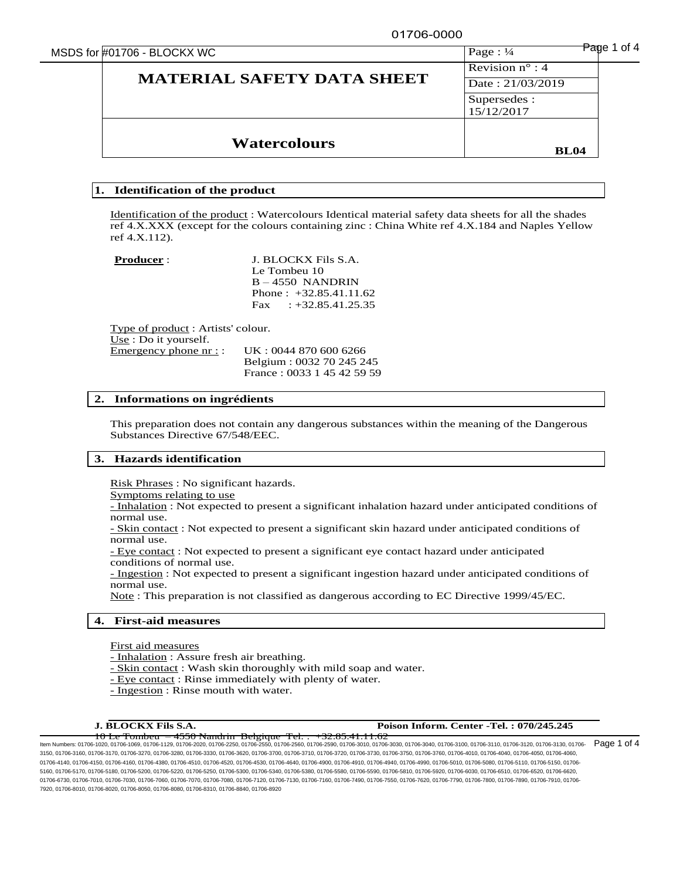# MATERIAL SAFETY DATA SHEET

| | |
|---|---|
| Revision n° : 4 | |
| Date : 21/03/2019 | |
| Supersedes : 15/12/2017 | |

## Watercolours

BL04

## 1. Identification of the product

Identification of the product : Watercolours Identical material safety data sheets for all the shades ref 4.X.XXX (except for the colours containing zinc : China White ref 4.X.184 and Naples Yellow ref 4.X.112).

**Producer** : J. BLOCKX Fils S.A.
Le Tombeu 10
B – 4550 NANDRIN
Phone : +32.85.41.11.62
Fax : +32.85.41.25.35

Type of product : Artists' colour.
Use : Do it yourself.
Emergency phone nr : : UK : 0044 870 600 6266
Belgium : 0032 70 245 245
France : 0033 1 45 42 59 59

## 2. Informations on ingrédients

This preparation does not contain any dangerous substances within the meaning of the Dangerous Substances Directive 67/548/EEC.

## 3. Hazards identification

Risk Phrases : No significant hazards.
Symptoms relating to use
- Inhalation : Not expected to present a significant inhalation hazard under anticipated conditions of normal use.
- Skin contact : Not expected to present a significant skin hazard under anticipated conditions of normal use.
- Eye contact : Not expected to present a significant eye contact hazard under anticipated conditions of normal use.
- Ingestion : Not expected to present a significant ingestion hazard under anticipated conditions of normal use.

Note : This preparation is not classified as dangerous according to EC Directive 1999/45/EC.

## 4. First-aid measures

First aid measures
- Inhalation : Assure fresh air breathing.
- Skin contact : Wash skin thoroughly with mild soap and water.
- Eye contact : Rinse immediately with plenty of water.
- Ingestion : Rinse mouth with water.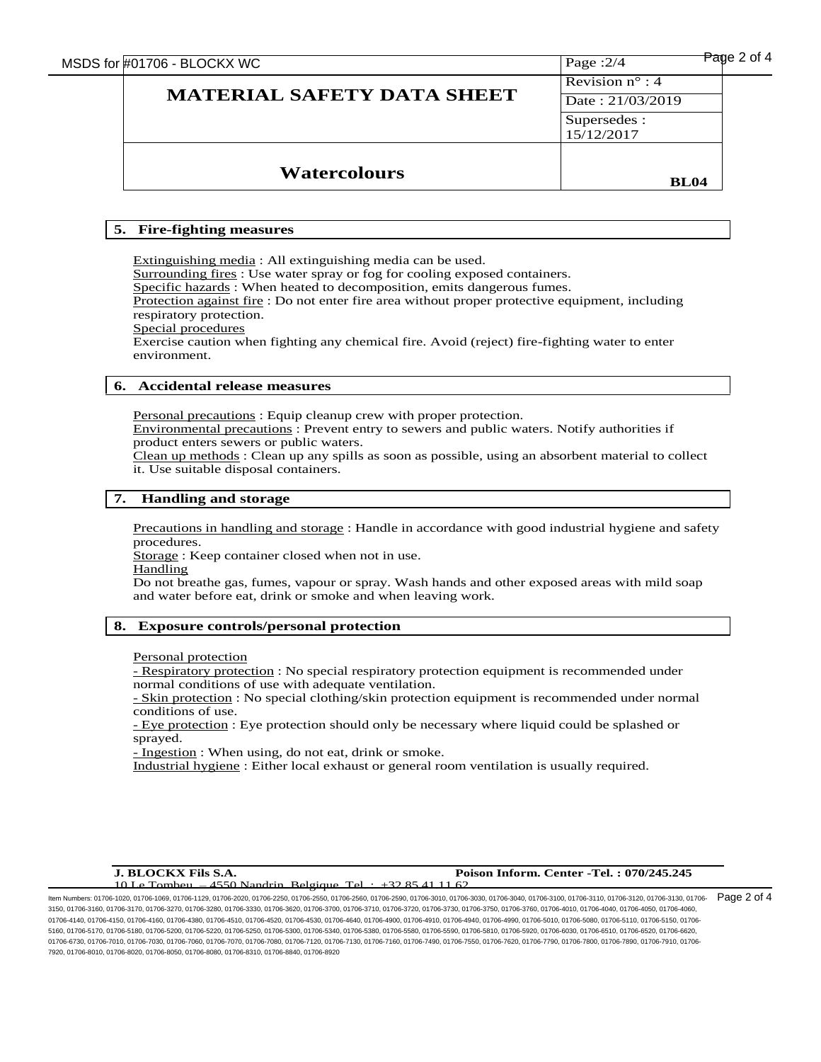## 5. Fire-fighting measures

Extinguishing media : All extinguishing media can be used.
Surrounding fires : Use water spray or fog for cooling exposed containers.
Specific hazards : When heated to decomposition, emits dangerous fumes.
Protection against fire : Do not enter fire area without proper protective equipment, including respiratory protection.
Special procedures
Exercise caution when fighting any chemical fire. Avoid (reject) fire-fighting water to enter environment.

## 6. Accidental release measures

Personal precautions : Equip cleanup crew with proper protection.
Environmental precautions : Prevent entry to sewers and public waters. Notify authorities if product enters sewers or public waters.
Clean up methods : Clean up any spills as soon as possible, using an absorbent material to collect it. Use suitable disposal containers.

## 7. Handling and storage

Precautions in handling and storage : Handle in accordance with good industrial hygiene and safety procedures.
Storage : Keep container closed when not in use.
Handling
Do not breathe gas, fumes, vapour or spray. Wash hands and other exposed areas with mild soap and water before eat, drink or smoke and when leaving work.

## 8. Exposure controls/personal protection

Personal protection
- Respiratory protection : No special respiratory protection equipment is recommended under normal conditions of use with adequate ventilation.
- Skin protection : No special clothing/skin protection equipment is recommended under normal conditions of use.
- Eye protection : Eye protection should only be necessary where liquid could be splashed or sprayed.
- Ingestion : When using, do not eat, drink or smoke.

Industrial hygiene : Either local exhaust or general room ventilation is usually required.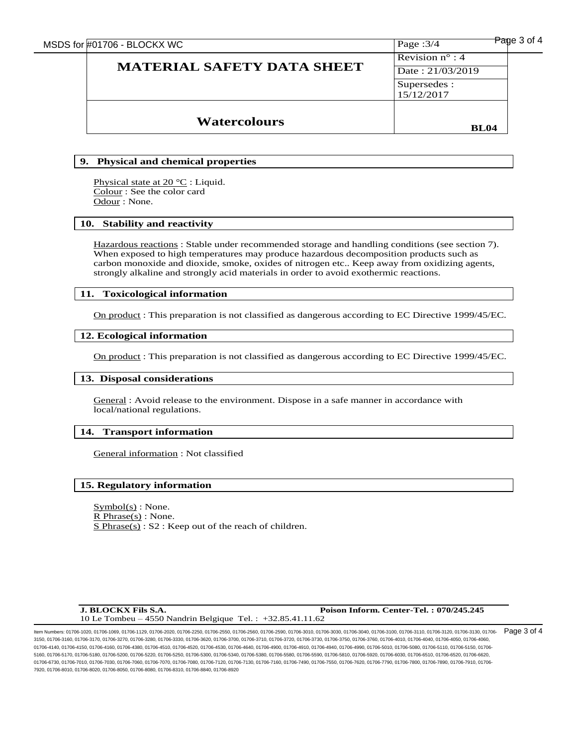## 9. Physical and chemical properties

Physical state at 20 °C : Liquid.
Colour : See the color card
Odour : None.

## 10. Stability and reactivity

Hazardous reactions : Stable under recommended storage and handling conditions (see section 7). When exposed to high temperatures may produce hazardous decomposition products such as carbon monoxide and dioxide, smoke, oxides of nitrogen etc.. Keep away from oxidizing agents, strongly alkaline and strongly acid materials in order to avoid exothermic reactions.

## 11. Toxicological information

On product : This preparation is not classified as dangerous according to EC Directive 1999/45/EC.

## 12. Ecological information

On product : This preparation is not classified as dangerous according to EC Directive 1999/45/EC.

## 13. Disposal considerations

General : Avoid release to the environment. Dispose in a safe manner in accordance with local/national regulations.

## 14. Transport information

General information : Not classified

## 15. Regulatory information

Symbol(s) : None.
R Phrase(s) : None.
S Phrase(s) : S2 : Keep out of the reach of children.

**J. BLOCKX Fils S.A.** **Poison Inform. Center-Tel. : 070/245.245**
10 Le Tombeu – 4550 Nandrin Belgique Tel. : +32.85.41.11.62

Item Numbers: 01706-1020, 01706-1069, 01706-1129, 01706-2020, 01706-2250, 01706-2550, 01706-2560, 01706-2590, 01706-3010, 01706-3030, 01706-3040, 01706-3100, 01706-3110, 01706-3120, 01706-3130, 01706-3150, 01706-3160, 01706-3170, 01706-3270, 01706-3280, 01706-3330, 01706-3620, 01706-3700, 01706-3710, 01706-3720, 01706-3730, 01706-3750, 01706-3760, 01706-4010, 01706-4040, 01706-4050, 01706-4060, 01706-4140, 01706-4150, 01706-4160, 01706-4380, 01706-4510, 01706-4520, 01706-4530, 01706-4640, 01706-4900, 01706-4910, 01706-4940, 01706-4990, 01706-5010, 01706-5080, 01706-5110, 01706-5150, 01706-5160, 01706-5170, 01706-5180, 01706-5200, 01706-5220, 01706-5250, 01706-5300, 01706-5340, 01706-5380, 01706-5580, 01706-5590, 01706-5810, 01706-5920, 01706-6030, 01706-6510, 01706-6520, 01706-6620, 01706-6730, 01706-7010, 01706-7030, 01706-7060, 01706-7070, 01706-7080, 01706-7120, 01706-7130, 01706-7160, 01706-7490, 01706-7550, 01706-7620, 01706-7790, 01706-7800, 01706-7890, 01706-7910, 01706-7920, 01706-8010, 01706-8020, 01706-8050, 01706-8080, 01706-8310, 01706-8840, 01706-8920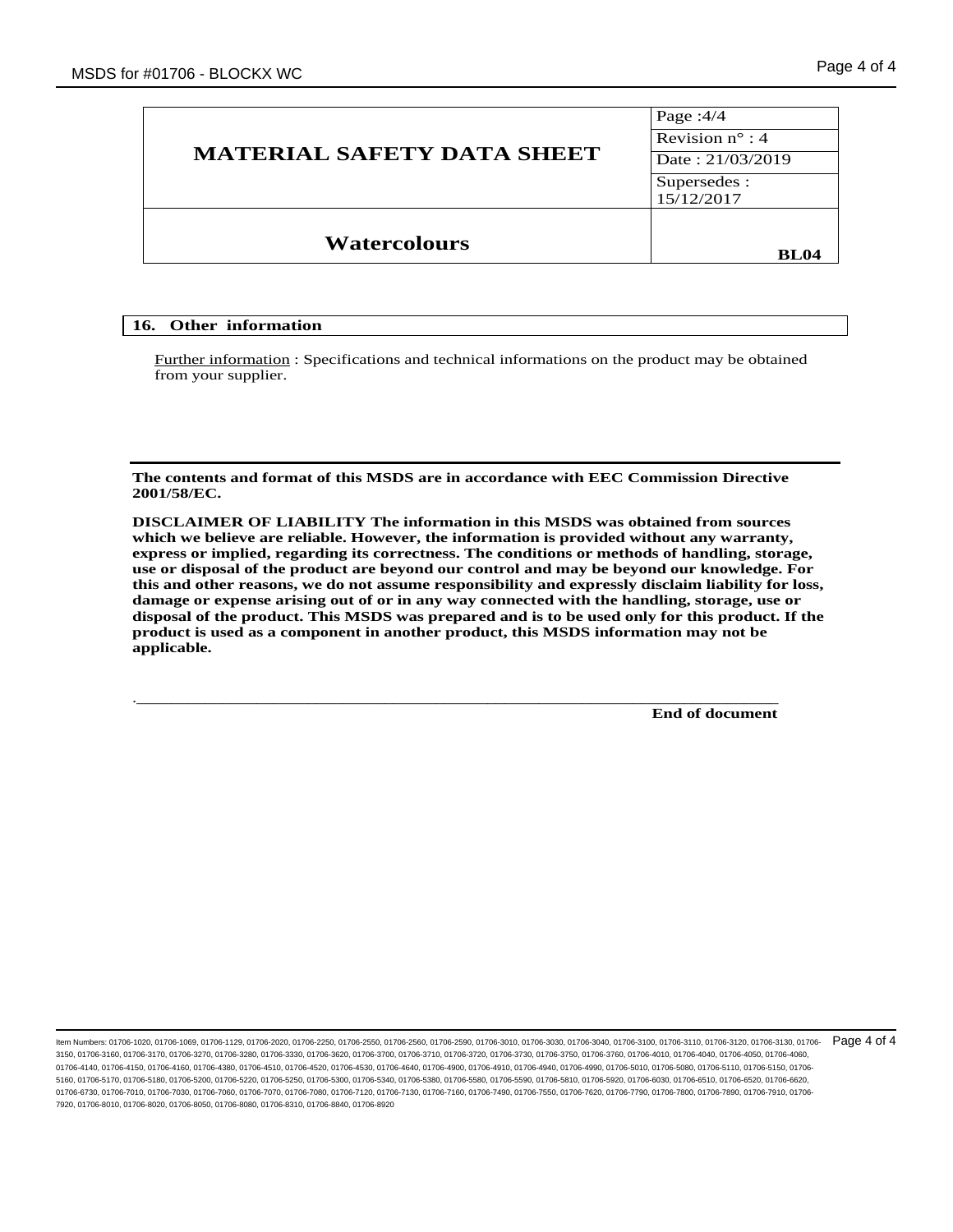| MATERIAL SAFETY DATA SHEET | Page :4/4 |
| --- | --- |
| | Revision n° : 4 |
| | Date : 21/03/2019 |
| | Supersedes : 15/12/2017 |
| **Watercolours** | **BL04** |

## 16. Other information

Further information : Specifications and technical informations on the product may be obtained from your supplier.

---

**The contents and format of this MSDS are in accordance with EEC Commission Directive 2001/58/EC.**

**DISCLAIMER OF LIABILITY The information in this MSDS was obtained from sources which we believe are reliable. However, the information is provided without any warranty, express or implied, regarding its correctness. The conditions or methods of handling, storage, use or disposal of the product are beyond our control and may be beyond our knowledge. For this and other reasons, we do not assume responsibility and expressly disclaim liability for loss, damage or expense arising out of or in any way connected with the handling, storage, use or disposal of the product. This MSDS was prepared and is to be used only for this product. If the product is used as a component in another product, this MSDS information may not be applicable.**

**End of document**

Item Numbers: 01706-1020, 01706-1069, 01706-1129, 01706-2020, 01706-2250, 01706-2550, 01706-2560, 01706-2590, 01706-3010, 01706-3030, 01706-3040, 01706-3100, 01706-3110, 01706-3120, 01706-3130, 01706-3150, 01706-3160, 01706-3170, 01706-3270, 01706-3280, 01706-3330, 01706-3620, 01706-3700, 01706-3710, 01706-3720, 01706-3730, 01706-3750, 01706-3760, 01706-4010, 01706-4040, 01706-4050, 01706-4060, 01706-4140, 01706-4150, 01706-4160, 01706-4380, 01706-4510, 01706-4520, 01706-4530, 01706-4640, 01706-4900, 01706-4910, 01706-4940, 01706-4990, 01706-5010, 01706-5080, 01706-5110, 01706-5150, 01706-5160, 01706-5170, 01706-5180, 01706-5200, 01706-5220, 01706-5250, 01706-5300, 01706-5340, 01706-5380, 01706-5580, 01706-5590, 01706-5810, 01706-5920, 01706-6030, 01706-6510, 01706-6520, 01706-6620, 01706-6730, 01706-7010, 01706-7030, 01706-7060, 01706-7070, 01706-7080, 01706-7120, 01706-7130, 01706-7160, 01706-7490, 01706-7550, 01706-7620, 01706-7790, 01706-7800, 01706-7890, 01706-7910, 01706-7920, 01706-8010, 01706-8020, 01706-8050, 01706-8080, 01706-8310, 01706-8840, 01706-8920